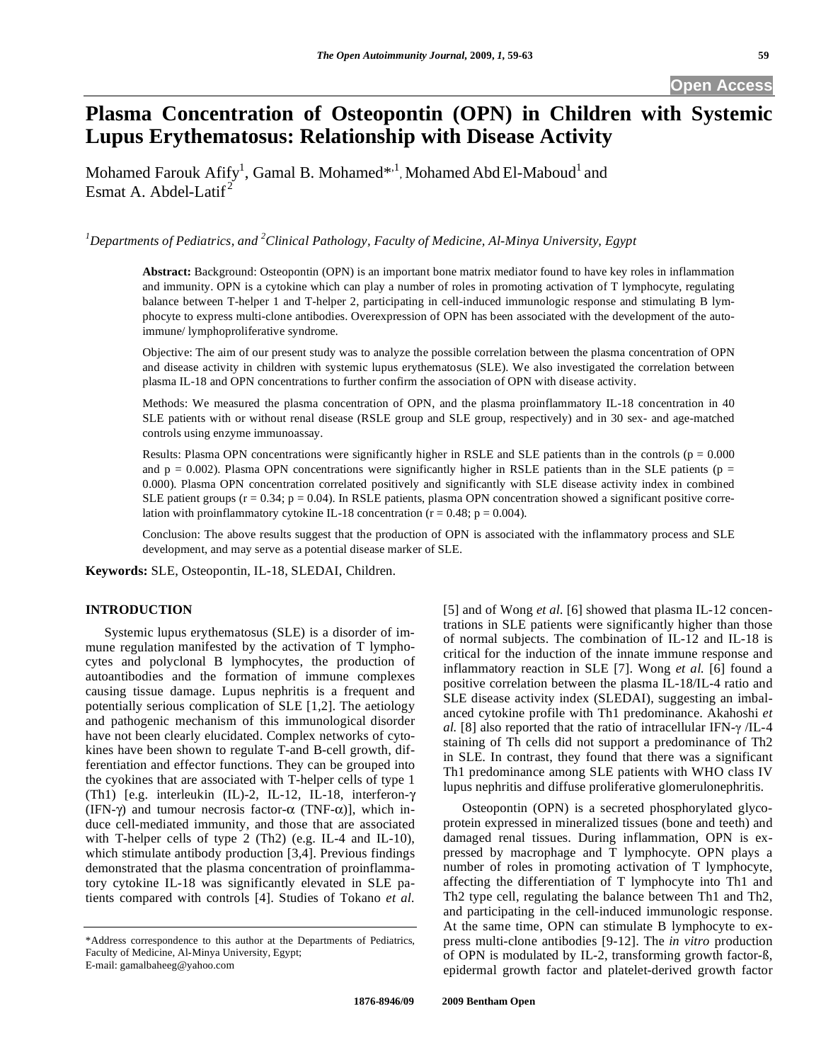Open Access

# Plasma Concentration of Osteopontin (OPN) in Children with Systemic Lupus Erythematosus: Relationship with Disease Activity

Mohamed Farouk Afify[1], Gamal B. Mohamed*[,1], Mohamed Abd El-Maboud[1] and Esmat A. Abdel-Latif[2]

*[1]Departments of Pediatrics, and [2]Clinical Pathology, Faculty of Medicine, Al-Minya University, Egypt*

**Abstract:** Background: Osteopontin (OPN) is an important bone matrix mediator found to have key roles in inflammation and immunity. OPN is a cytokine which can play a number of roles in promoting activation of T lymphocyte, regulating balance between T-helper 1 and T-helper 2, participating in cell-induced immunologic response and stimulating B lymphocyte to express multi-clone antibodies. Overexpression of OPN has been associated with the development of the autoimmune/ lymphoproliferative syndrome.

Objective: The aim of our present study was to analyze the possible correlation between the plasma concentration of OPN and disease activity in children with systemic lupus erythematosus (SLE). We also investigated the correlation between plasma IL-18 and OPN concentrations to further confirm the association of OPN with disease activity.

Methods: We measured the plasma concentration of OPN, and the plasma proinflammatory IL-18 concentration in 40 SLE patients with or without renal disease (RSLE group and SLE group, respectively) and in 30 sex- and age-matched controls using enzyme immunoassay.

Results: Plasma OPN concentrations were significantly higher in RSLE and SLE patients than in the controls ($p = 0.000$ and $p = 0.002$). Plasma OPN concentrations were significantly higher in RSLE patients than in the SLE patients ($p = 0.000$). Plasma OPN concentration correlated positively and significantly with SLE disease activity index in combined SLE patient groups ($r = 0.34$; $p = 0.04$). In RSLE patients, plasma OPN concentration showed a significant positive correlation with proinflammatory cytokine IL-18 concentration ($r = 0.48$; $p = 0.004$).

Conclusion: The above results suggest that the production of OPN is associated with the inflammatory process and SLE development, and may serve as a potential disease marker of SLE.

**Keywords:** SLE, Osteopontin, IL-18, SLEDAI, Children.

## INTRODUCTION

Systemic lupus erythematosus (SLE) is a disorder of immune regulation manifested by the activation of T lymphocytes and polyclonal B lymphocytes, the production of autoantibodies and the formation of immune complexes causing tissue damage. Lupus nephritis is a frequent and potentially serious complication of SLE [1,2]. The aetiology and pathogenic mechanism of this immunological disorder have not been clearly elucidated. Complex networks of cytokines have been shown to regulate T-and B-cell growth, differentiation and effector functions. They can be grouped into the cyokines that are associated with T-helper cells of type 1 (Th1) [e.g. interleukin (IL)-2, IL-12, IL-18, interferon-γ (IFN-γ) and tumour necrosis factor-α (TNF-α)], which induce cell-mediated immunity, and those that are associated with T-helper cells of type 2 (Th2) (e.g. IL-4 and IL-10), which stimulate antibody production [3,4]. Previous findings demonstrated that the plasma concentration of proinflammatory cytokine IL-18 was significantly elevated in SLE patients compared with controls [4]. Studies of Tokano *et al.* [5] and of Wong *et al.* [6] showed that plasma IL-12 concentrations in SLE patients were significantly higher than those of normal subjects. The combination of IL-12 and IL-18 is critical for the induction of the innate immune response and inflammatory reaction in SLE [7]. Wong *et al.* [6] found a positive correlation between the plasma IL-18/IL-4 ratio and SLE disease activity index (SLEDAI), suggesting an imbalanced cytokine profile with Th1 predominance. Akahoshi *et al.* [8] also reported that the ratio of intracellular IFN-γ /IL-4 staining of Th cells did not support a predominance of Th2 in SLE. In contrast, they found that there was a significant Th1 predominance among SLE patients with WHO class IV lupus nephritis and diffuse proliferative glomerulonephritis.

Osteopontin (OPN) is a secreted phosphorylated glycoprotein expressed in mineralized tissues (bone and teeth) and damaged renal tissues. During inflammation, OPN is expressed by macrophage and T lymphocyte. OPN plays a number of roles in promoting activation of T lymphocyte, affecting the differentiation of T lymphocyte into Th1 and Th2 type cell, regulating the balance between Th1 and Th2, and participating in the cell-induced immunologic response. At the same time, OPN can stimulate B lymphocyte to express multi-clone antibodies [9-12]. The *in vitro* production of OPN is modulated by IL-2, transforming growth factor-ß, epidermal growth factor and platelet-derived growth factor

*Address correspondence to this author at the Departments of Pediatrics, Faculty of Medicine, Al-Minya University, Egypt;
E-mail: gamalbaheeg@yahoo.com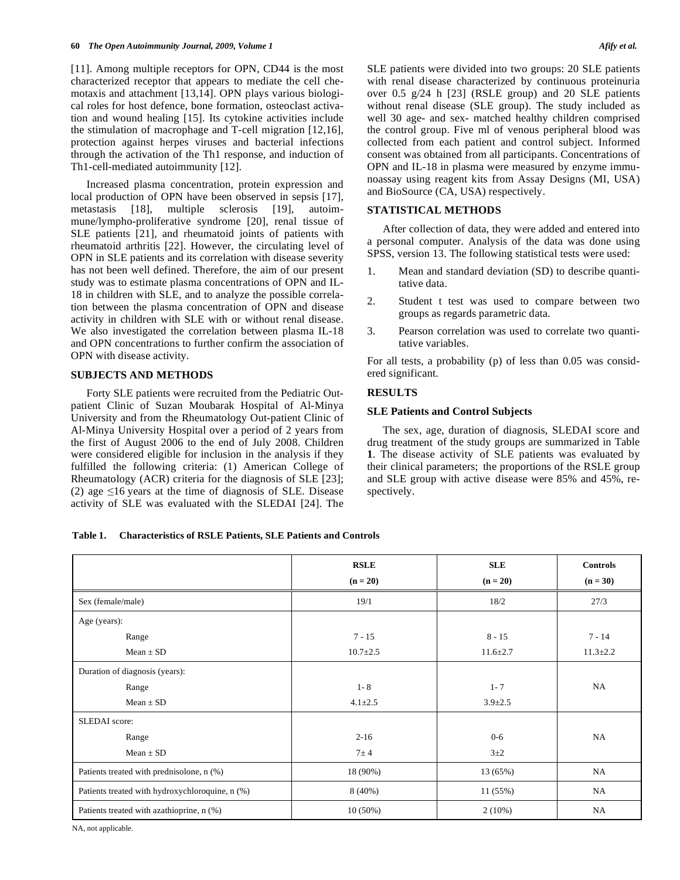[11]. Among multiple receptors for OPN, CD44 is the most characterized receptor that appears to mediate the cell chemotaxis and attachment [13,14]. OPN plays various biological roles for host defence, bone formation, osteoclast activation and wound healing [15]. Its cytokine activities include the stimulation of macrophage and T-cell migration [12,16], protection against herpes viruses and bacterial infections through the activation of the Th1 response, and induction of Th1-cell-mediated autoimmunity [12].

Increased plasma concentration, protein expression and local production of OPN have been observed in sepsis [17], metastasis [18], multiple sclerosis [19], autoimmune/lympho-proliferative syndrome [20], renal tissue of SLE patients [21], and rheumatoid joints of patients with rheumatoid arthritis [22]. However, the circulating level of OPN in SLE patients and its correlation with disease severity has not been well defined. Therefore, the aim of our present study was to estimate plasma concentrations of OPN and IL-18 in children with SLE, and to analyze the possible correlation between the plasma concentration of OPN and disease activity in children with SLE with or without renal disease. We also investigated the correlation between plasma IL-18 and OPN concentrations to further confirm the association of OPN with disease activity.

## SUBJECTS AND METHODS

Forty SLE patients were recruited from the Pediatric Outpatient Clinic of Suzan Moubarak Hospital of Al-Minya University and from the Rheumatology Out-patient Clinic of Al-Minya University Hospital over a period of 2 years from the first of August 2006 to the end of July 2008. Children were considered eligible for inclusion in the analysis if they fulfilled the following criteria: (1) American College of Rheumatology (ACR) criteria for the diagnosis of SLE [23]; (2) age $\leq$16 years at the time of diagnosis of SLE. Disease activity of SLE was evaluated with the SLEDAI [24]. The SLE patients were divided into two groups: 20 SLE patients with renal disease characterized by continuous proteinuria over 0.5 g/24 h [23] (RSLE group) and 20 SLE patients without renal disease (SLE group). The study included as well 30 age- and sex- matched healthy children comprised the control group. Five ml of venous peripheral blood was collected from each patient and control subject. Informed consent was obtained from all participants. Concentrations of OPN and IL-18 in plasma were measured by enzyme immunoassay using reagent kits from Assay Designs (MI, USA) and BioSource (CA, USA) respectively.

## STATISTICAL METHODS

After collection of data, they were added and entered into a personal computer. Analysis of the data was done using SPSS, version 13. The following statistical tests were used:

1. Mean and standard deviation (SD) to describe quantitative data.
2. Student t test was used to compare between two groups as regards parametric data.
3. Pearson correlation was used to correlate two quantitative variables.

For all tests, a probability (p) of less than 0.05 was considered significant.

## RESULTS

### SLE Patients and Control Subjects

The sex, age, duration of diagnosis, SLEDAI score and drug treatment of the study groups are summarized in Table **1**. The disease activity of SLE patients was evaluated by their clinical parameters; the proportions of the RSLE group and SLE group with active disease were 85% and 45%, respectively.

**Table 1. Characteristics of RSLE Patients, SLE Patients and Controls**

| | RSLE (n = 20) | SLE (n = 20) | Controls (n = 30) |
|---|---|---|---|
| Sex (female/male) | 19/1 | 18/2 | 27/3 |
| Age (years): | | | |
| Range | 7 - 15 | 8 - 15 | 7 - 14 |
| Mean ± SD | 10.7±2.5 | 11.6±2.7 | 11.3±2.2 |
| Duration of diagnosis (years): | | | |
| Range | 1- 8 | 1- 7 | NA |
| Mean ± SD | 4.1±2.5 | 3.9±2.5 | |
| SLEDAI score: | | | |
| Range | 2-16 | 0-6 | NA |
| Mean ± SD | 7± 4 | 3±2 | |
| Patients treated with prednisolone, n (%) | 18 (90%) | 13 (65%) | NA |
| Patients treated with hydroxychloroquine, n (%) | 8 (40%) | 11 (55%) | NA |
| Patients treated with azathioprine, n (%) | 10 (50%) | 2 (10%) | NA |

NA, not applicable.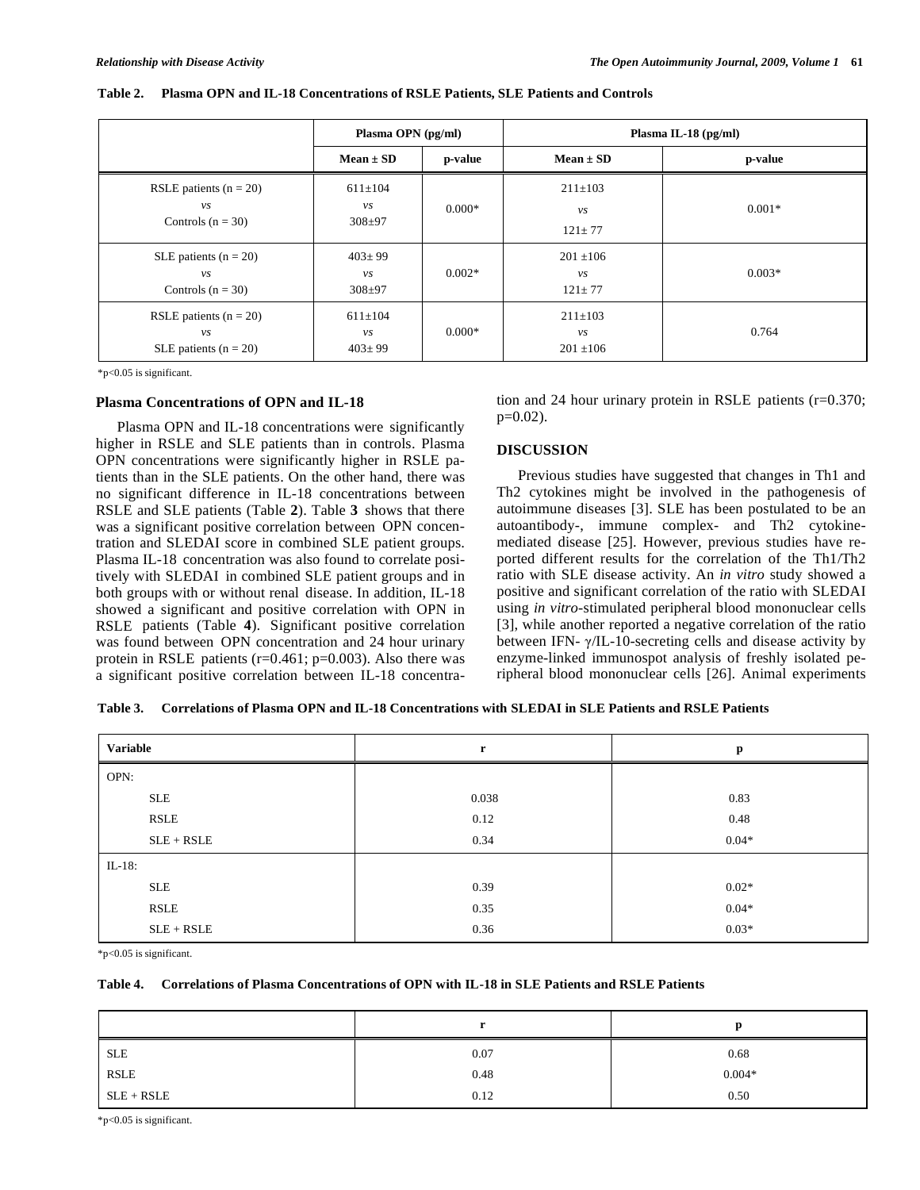**Table 2. Plasma OPN and IL-18 Concentrations of RSLE Patients, SLE Patients and Controls**

| | Plasma OPN (pg/ml) | | Plasma IL-18 (pg/ml) | |
|---|---|---|---|---|
| | Mean ± SD | p-value | Mean ± SD | p-value |
| RSLE patients (n = 20) *vs* Controls (n = 30) | 611±104 *vs* 308±97 | 0.000* | 211±103 *vs* 121± 77 | 0.001* |
| SLE patients (n = 20) *vs* Controls (n = 30) | 403± 99 *vs* 308±97 | 0.002* | 201 ±106 *vs* 121± 77 | 0.003* |
| RSLE patients (n = 20) *vs* SLE patients (n = 20) | 611±104 *vs* 403± 99 | 0.000* | 211±103 *vs* 201 ±106 | 0.764 |

*p<0.05 is significant.

### Plasma Concentrations of OPN and IL-18

Plasma OPN and IL-18 concentrations were significantly higher in RSLE and SLE patients than in controls. Plasma OPN concentrations were significantly higher in RSLE patients than in the SLE patients. On the other hand, there was no significant difference in IL-18 concentrations between RSLE and SLE patients (Table **2**). Table **3** shows that there was a significant positive correlation between OPN concentration and SLEDAI score in combined SLE patient groups. Plasma IL-18 concentration was also found to correlate positively with SLEDAI in combined SLE patient groups and in both groups with or without renal disease. In addition, IL-18 showed a significant and positive correlation with OPN in RSLE patients (Table **4**). Significant positive correlation was found between OPN concentration and 24 hour urinary protein in RSLE patients (r=0.461; p=0.003). Also there was a significant positive correlation between IL-18 concentration and 24 hour urinary protein in RSLE patients (r=0.370; p=0.02).

## DISCUSSION

Previous studies have suggested that changes in Th1 and Th2 cytokines might be involved in the pathogenesis of autoimmune diseases [3]. SLE has been postulated to be an autoantibody-, immune complex- and Th2 cytokine-mediated disease [25]. However, previous studies have reported different results for the correlation of the Th1/Th2 ratio with SLE disease activity. An *in vitro* study showed a positive and significant correlation of the ratio with SLEDAI using *in vitro*-stimulated peripheral blood mononuclear cells [3], while another reported a negative correlation of the ratio between IFN- $\gamma$/IL-10-secreting cells and disease activity by enzyme-linked immunospot analysis of freshly isolated peripheral blood mononuclear cells [26]. Animal experiments

**Table 3. Correlations of Plasma OPN and IL-18 Concentrations with SLEDAI in SLE Patients and RSLE Patients**

| Variable | r | p |
|---|---|---|
| OPN: | | |
| SLE | 0.038 | 0.83 |
| RSLE | 0.12 | 0.48 |
| SLE + RSLE | 0.34 | 0.04* |
| IL-18: | | |
| SLE | 0.39 | 0.02* |
| RSLE | 0.35 | 0.04* |
| SLE + RSLE | 0.36 | 0.03* |

*p<0.05 is significant.

**Table 4. Correlations of Plasma Concentrations of OPN with IL-18 in SLE Patients and RSLE Patients**

| | r | p |
|---|---|---|
| SLE | 0.07 | 0.68 |
| RSLE | 0.48 | 0.004* |
| SLE + RSLE | 0.12 | 0.50 |

*p<0.05 is significant.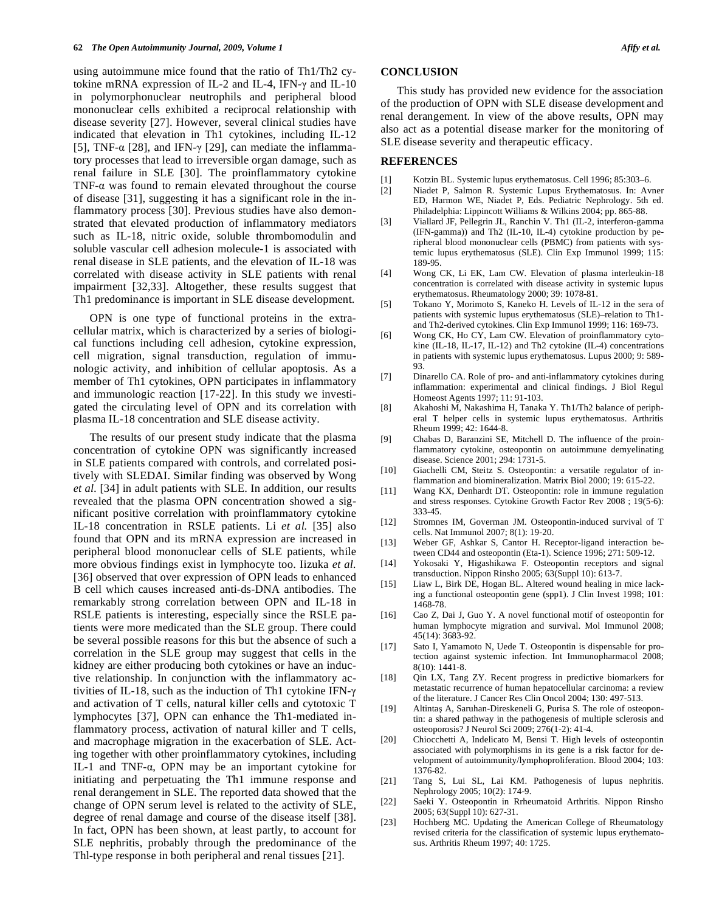using autoimmune mice found that the ratio of Th1/Th2 cytokine mRNA expression of IL-2 and IL-4, IFN-γ and IL-10 in polymorphonuclear neutrophils and peripheral blood mononuclear cells exhibited a reciprocal relationship with disease severity [27]. However, several clinical studies have indicated that elevation in Th1 cytokines, including IL-12 [5], TNF-α [28], and IFN-γ [29], can mediate the inflammatory processes that lead to irreversible organ damage, such as renal failure in SLE [30]. The proinflammatory cytokine TNF-α was found to remain elevated throughout the course of disease [31], suggesting it has a significant role in the inflammatory process [30]. Previous studies have also demonstrated that elevated production of inflammatory mediators such as IL-18, nitric oxide, soluble thrombomodulin and soluble vascular cell adhesion molecule-1 is associated with renal disease in SLE patients, and the elevation of IL-18 was correlated with disease activity in SLE patients with renal impairment [32,33]. Altogether, these results suggest that Th1 predominance is important in SLE disease development.

OPN is one type of functional proteins in the extracellular matrix, which is characterized by a series of biological functions including cell adhesion, cytokine expression, cell migration, signal transduction, regulation of immunologic activity, and inhibition of cellular apoptosis. As a member of Th1 cytokines, OPN participates in inflammatory and immunologic reaction [17-22]. In this study we investigated the circulating level of OPN and its correlation with plasma IL-18 concentration and SLE disease activity.

The results of our present study indicate that the plasma concentration of cytokine OPN was significantly increased in SLE patients compared with controls, and correlated positively with SLEDAI. Similar finding was observed by Wong *et al.* [34] in adult patients with SLE. In addition, our results revealed that the plasma OPN concentration showed a significant positive correlation with proinflammatory cytokine IL-18 concentration in RSLE patients. Li *et al.* [35] also found that OPN and its mRNA expression are increased in peripheral blood mononuclear cells of SLE patients, while more obvious findings exist in lymphocyte too. Iizuka *et al.* [36] observed that over expression of OPN leads to enhanced B cell which causes increased anti-ds-DNA antibodies. The remarkably strong correlation between OPN and IL-18 in RSLE patients is interesting, especially since the RSLE patients were more medicated than the SLE group. There could be several possible reasons for this but the absence of such a correlation in the SLE group may suggest that cells in the kidney are either producing both cytokines or have an inductive relationship. In conjunction with the inflammatory activities of IL-18, such as the induction of Th1 cytokine IFN-γ and activation of T cells, natural killer cells and cytotoxic T lymphocytes [37], OPN can enhance the Th1-mediated inflammatory process, activation of natural killer and T cells, and macrophage migration in the exacerbation of SLE. Acting together with other proinflammatory cytokines, including IL-1 and TNF-α, OPN may be an important cytokine for initiating and perpetuating the Th1 immune response and renal derangement in SLE. The reported data showed that the change of OPN serum level is related to the activity of SLE, degree of renal damage and course of the disease itself [38]. In fact, OPN has been shown, at least partly, to account for SLE nephritis, probably through the predominance of the Thl-type response in both peripheral and renal tissues [21].

## CONCLUSION

This study has provided new evidence for the association of the production of OPN with SLE disease development and renal derangement. In view of the above results, OPN may also act as a potential disease marker for the monitoring of SLE disease severity and therapeutic efficacy.

## REFERENCES

[1] Kotzin BL. Systemic lupus erythematosus. Cell 1996; 85:303–6.

[2] Niadet P, Salmon R. Systemic Lupus Erythematosus. In: Avner ED, Harmon WE, Niadet P, Eds. Pediatric Nephrology. 5th ed. Philadelphia: Lippincott Williams & Wilkins 2004; pp. 865-88.

[3] Viallard JF, Pellegrin JL, Ranchin V. Th1 (IL-2, interferon-gamma (IFN-gamma)) and Th2 (IL-10, IL-4) cytokine production by peripheral blood mononuclear cells (PBMC) from patients with systemic lupus erythematosus (SLE). Clin Exp Immunol 1999; 115: 189-95.

[4] Wong CK, Li EK, Lam CW. Elevation of plasma interleukin-18 concentration is correlated with disease activity in systemic lupus erythematosus. Rheumatology 2000; 39: 1078-81.

[5] Tokano Y, Morimoto S, Kaneko H. Levels of IL-12 in the sera of patients with systemic lupus erythematosus (SLE)–relation to Th1- and Th2-derived cytokines. Clin Exp Immunol 1999; 116: 169-73.

[6] Wong CK, Ho CY, Lam CW. Elevation of proinflammatory cytokine (IL-18, IL-17, IL-12) and Th2 cytokine (IL-4) concentrations in patients with systemic lupus erythematosus. Lupus 2000; 9: 589-93.

[7] Dinarello CA. Role of pro- and anti-inflammatory cytokines during inflammation: experimental and clinical findings. J Biol Regul Homeost Agents 1997; 11: 91-103.

[8] Akahoshi M, Nakashima H, Tanaka Y. Th1/Th2 balance of peripheral T helper cells in systemic lupus erythematosus. Arthritis Rheum 1999; 42: 1644-8.

[9] Chabas D, Baranzini SE, Mitchell D. The influence of the proinflammatory cytokine, osteopontin on autoimmune demyelinating disease. Science 2001; 294: 1731-5.

[10] Giachelli CM, Steitz S. Osteopontin: a versatile regulator of inflammation and biomineralization. Matrix Biol 2000; 19: 615-22.

[11] Wang KX, Denhardt DT. Osteopontin: role in immune regulation and stress responses. Cytokine Growth Factor Rev 2008 ; 19(5-6): 333-45.

[12] Stromnes IM, Goverman JM. Osteopontin-induced survival of T cells. Nat Immunol 2007; 8(1): 19-20.

[13] Weber GF, Ashkar S, Cantor H. Receptor-ligand interaction between CD44 and osteopontin (Eta-1). Science 1996; 271: 509-12.

[14] Yokosaki Y, Higashikawa F. Osteopontin receptors and signal transduction. Nippon Rinsho 2005; 63(Suppl 10): 613-7.

[15] Liaw L, Birk DE, Hogan BL. Altered wound healing in mice lacking a functional osteopontin gene (spp1). J Clin Invest 1998; 101: 1468-78.

[16] Cao Z, Dai J, Guo Y. A novel functional motif of osteopontin for human lymphocyte migration and survival. Mol Immunol 2008; 45(14): 3683-92.

[17] Sato I, Yamamoto N, Uede T. Osteopontin is dispensable for protection against systemic infection. Int Immunopharmacol 2008; 8(10): 1441-8.

[18] Qin LX, Tang ZY. Recent progress in predictive biomarkers for metastatic recurrence of human hepatocellular carcinoma: a review of the literature. J Cancer Res Clin Oncol 2004; 130: 497-513.

[19] Altintaş A, Saruhan-Direskeneli G, Purisa S. The role of osteopontin: a shared pathway in the pathogenesis of multiple sclerosis and osteoporosis? J Neurol Sci 2009; 276(1-2): 41-4.

[20] Chiocchetti A, Indelicato M, Bensi T. High levels of osteopontin associated with polymorphisms in its gene is a risk factor for development of autoimmunity/lymphoproliferation. Blood 2004; 103: 1376-82.

[21] Tang S, Lui SL, Lai KM. Pathogenesis of lupus nephritis. Nephrology 2005; 10(2): 174-9.

[22] Saeki Y. Osteopontin in Rrheumatoid Arthritis. Nippon Rinsho 2005; 63(Suppl 10): 627-31.

[23] Hochberg MC. Updating the American College of Rheumatology revised criteria for the classification of systemic lupus erythematosus. Arthritis Rheum 1997; 40: 1725.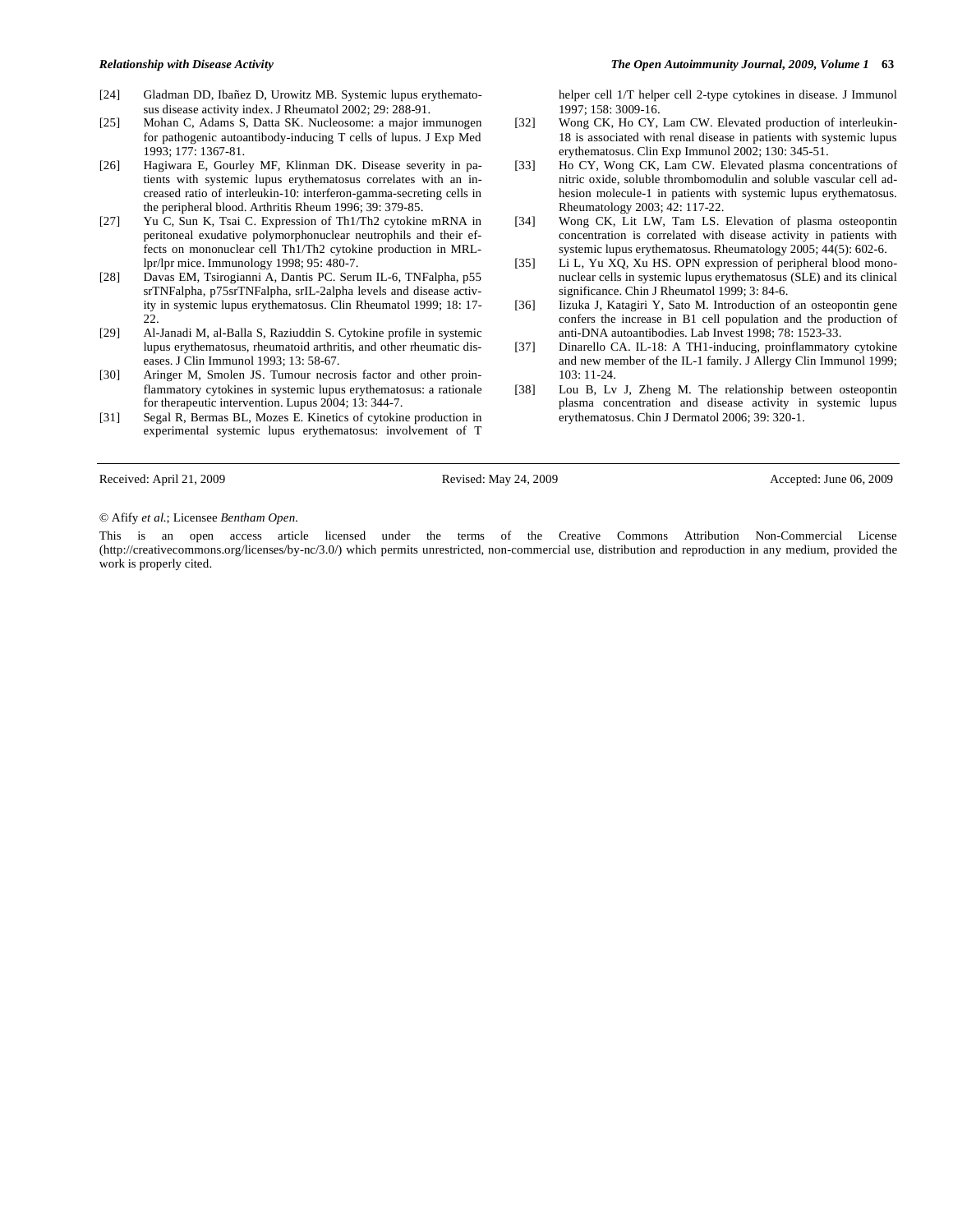[24] Gladman DD, Ibañez D, Urowitz MB. Systemic lupus erythematosus disease activity index. J Rheumatol 2002; 29: 288-91.

[25] Mohan C, Adams S, Datta SK. Nucleosome: a major immunogen for pathogenic autoantibody-inducing T cells of lupus. J Exp Med 1993; 177: 1367-81.

[26] Hagiwara E, Gourley MF, Klinman DK. Disease severity in patients with systemic lupus erythematosus correlates with an increased ratio of interleukin-10: interferon-gamma-secreting cells in the peripheral blood. Arthritis Rheum 1996; 39: 379-85.

[27] Yu C, Sun K, Tsai C. Expression of Th1/Th2 cytokine mRNA in peritoneal exudative polymorphonuclear neutrophils and their effects on mononuclear cell Th1/Th2 cytokine production in MRL-lpr/lpr mice. Immunology 1998; 95: 480-7.

[28] Davas EM, Tsirogianni A, Dantis PC. Serum IL-6, TNFalpha, p55 srTNFalpha, p75srTNFalpha, srIL-2alpha levels and disease activity in systemic lupus erythematosus. Clin Rheumatol 1999; 18: 17-22.

[29] Al-Janadi M, al-Balla S, Raziuddin S. Cytokine profile in systemic lupus erythematosus, rheumatoid arthritis, and other rheumatic diseases. J Clin Immunol 1993; 13: 58-67.

[30] Aringer M, Smolen JS. Tumour necrosis factor and other proinflammatory cytokines in systemic lupus erythematosus: a rationale for therapeutic intervention. Lupus 2004; 13: 344-7.

[31] Segal R, Bermas BL, Mozes E. Kinetics of cytokine production in experimental systemic lupus erythematosus: involvement of T helper cell 1/T helper cell 2-type cytokines in disease. J Immunol 1997; 158: 3009-16.

[32] Wong CK, Ho CY, Lam CW. Elevated production of interleukin-18 is associated with renal disease in patients with systemic lupus erythematosus. Clin Exp Immunol 2002; 130: 345-51.

[33] Ho CY, Wong CK, Lam CW. Elevated plasma concentrations of nitric oxide, soluble thrombomodulin and soluble vascular cell adhesion molecule-1 in patients with systemic lupus erythematosus. Rheumatology 2003; 42: 117-22.

[34] Wong CK, Lit LW, Tam LS. Elevation of plasma osteopontin concentration is correlated with disease activity in patients with systemic lupus erythematosus. Rheumatology 2005; 44(5): 602-6.

[35] Li L, Yu XQ, Xu HS. OPN expression of peripheral blood mononuclear cells in systemic lupus erythematosus (SLE) and its clinical significance. Chin J Rheumatol 1999; 3: 84-6.

[36] Iizuka J, Katagiri Y, Sato M. Introduction of an osteopontin gene confers the increase in B1 cell population and the production of anti-DNA autoantibodies. Lab Invest 1998; 78: 1523-33.

[37] Dinarello CA. IL-18: A TH1-inducing, proinflammatory cytokine and new member of the IL-1 family. J Allergy Clin Immunol 1999; 103: 11-24.

[38] Lou B, Lv J, Zheng M. The relationship between osteopontin plasma concentration and disease activity in systemic lupus erythematosus. Chin J Dermatol 2006; 39: 320-1.

Received: April 21, 2009    Revised: May 24, 2009    Accepted: June 06, 2009

© Afify *et al.*; Licensee *Bentham Open*.

This is an open access article licensed under the terms of the Creative Commons Attribution Non-Commercial License (http://creativecommons.org/licenses/by-nc/3.0/) which permits unrestricted, non-commercial use, distribution and reproduction in any medium, provided the work is properly cited.